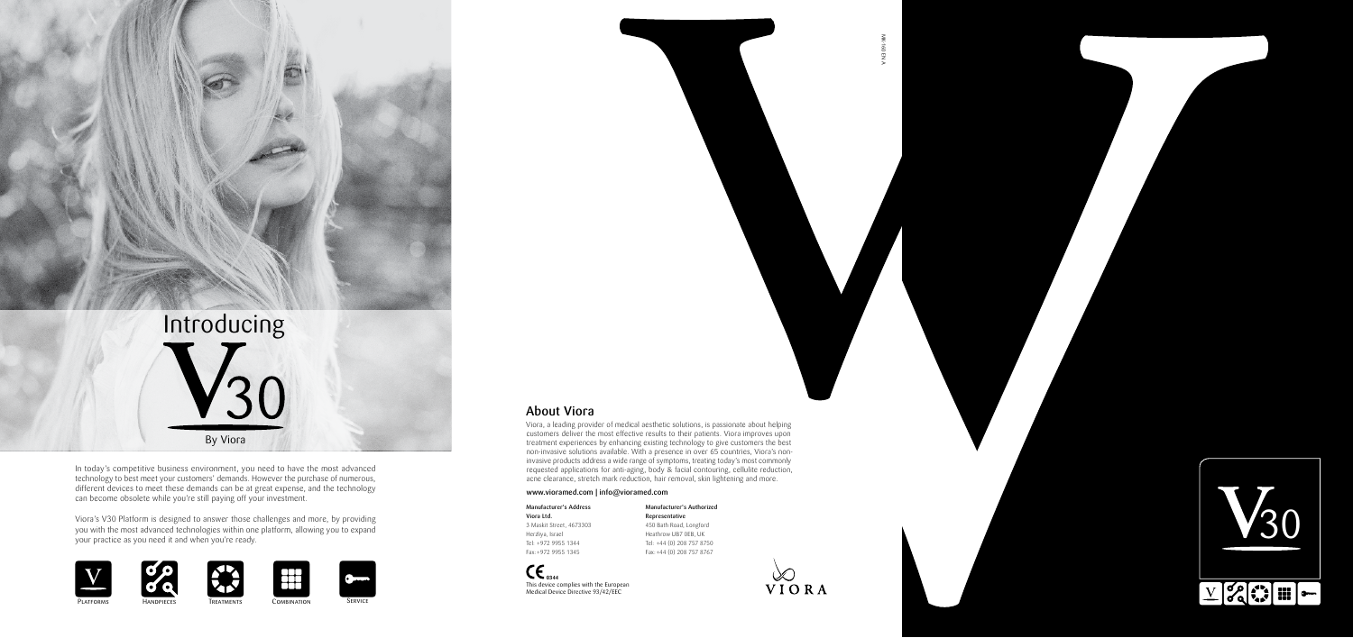# Introducing

# V30

By Viora

In today's competitive business environment, you need to have the most advanced technology to best meet your customers' demands. However the purchase of numerous, different devices to meet these demands can be at great expense, and the technology can become obsolete while you're still paying off your investment.

Viora's V30 Platform is designed to answer those challenges and more, by providing you with the most advanced technologies within one platform, allowing you to expand your practice as you need it and when you're ready.

Platforms | Handpieces | Treatments | Combination | Service

## About Viora

Viora, a leading provider of medical aesthetic solutions, is passionate about helping customers deliver the most effective results to their patients. Viora improves upon treatment experiences by enhancing existing technology to give customers the best non-invasive solutions available. With a presence in over 65 countries, Viora's non-invasive products address a wide range of symptoms, treating today's most commonly requested applications for anti-aging, body & facial contouring, cellulite reduction, acne clearance, stretch mark reduction, hair removal, skin lightening and more.

**www.vioramed.com | info@vioramed.com**

**Manufacturer's Address**
**Viora Ltd.**
3 Maskit Street, 4673303
Herzliya, Israel
Tel: +972 9955 1344
Fax: +972 9955 1345

**Manufacturer's Authorized Representative**
450 Bath Road, Longford
Heathrow UB7 0EB, UK
Tel: +44 (0) 208 757 8750
Fax: +44 (0) 208 757 8767

CE 0344
This device complies with the European Medical Device Directive 93/42/EEC

VIORA

MK-160 EN A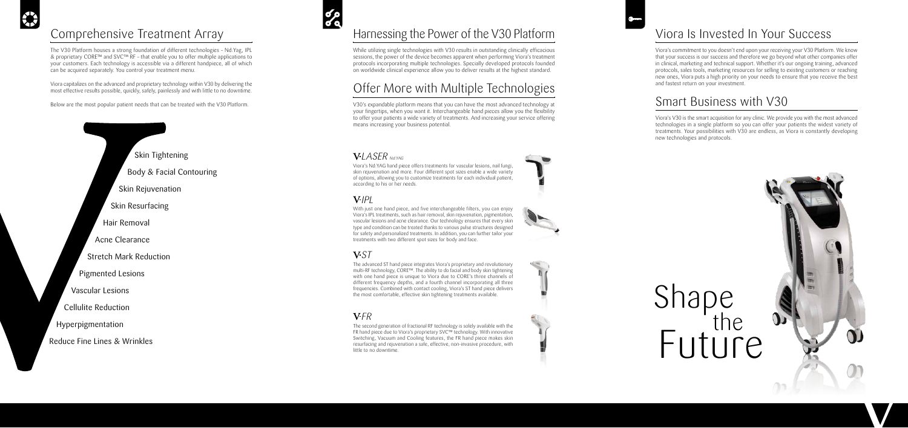## Comprehensive Treatment Array

The V30 Platform houses a strong foundation of different technologies - Nd:Yag, IPL & proprietary CORE™ and SVC™ RF - that enable you to offer multiple applications to your customers. Each technology is accessible via a different handpiece, all of which can be acquired separately. You control your treatment menu.

Viora capitalizes on the advanced and proprietary technology within V30 by delivering the most effective results possible, quickly, safely, painlessly and with little to no downtime.

Below are the most popular patient needs that can be treated with the V30 Platform.

- Skin Tightening
- Body & Facial Contouring
- Skin Rejuvenation
- Skin Resurfacing
- Hair Removal
- Acne Clearance
- Stretch Mark Reduction
- Pigmented Lesions
- Vascular Lesions
- Cellulite Reduction
- Hyperpigmentation
- Reduce Fine Lines & Wrinkles

## Harnessing the Power of the V30 Platform

While utilizing single technologies with V30 results in outstanding clinically efficacious sessions, the power of the device becomes apparent when performing Viora's treatment protocols incorporating multiple technologies. Specially developed protocols founded on worldwide clinical experience allow you to deliver results at the highest standard.

## Offer More with Multiple Technologies

V30's expandable platform means that you can have the most advanced technology at your fingertips, when you want it. Interchangeable hand pieces allow you the flexibility to offer your patients a wide variety of treatments. And increasing your service offering means increasing your business potential.

### V·*LASER* *Nd:YAG*

Viora's Nd:YAG hand piece offers treatments for vascular lesions, nail fungi, skin rejuvenation and more. Four different spot sizes enable a wide variety of options, allowing you to customize treatments for each individual patient, according to his or her needs.

### V·*IPL*

With just one hand piece, and five interchangeable filters, you can enjoy Viora's IPL treatments, such as hair removal, skin rejuvenation, pigmentation, vascular lesions and acne clearance. Our technology ensures that every skin type and condition can be treated thanks to various pulse structures designed for safety and personalized treatments. In addition, you can further tailor your treatments with two different spot sizes for body and face.

### V·*ST*

The advanced ST hand piece integrates Viora's proprietary and revolutionary multi-RF technology, CORE™. The ability to do facial and body skin tightening with one hand piece is unique to Viora due to CORE's three channels of different frequency depths, and a fourth channel incorporating all three frequencies. Combined with contact cooling, Viora's ST hand piece delivers the most comfortable, effective skin tightening treatments available.

### V·*FR*

The second generation of fractional RF technology is solely available with the FR hand piece due to Viora's proprietary SVC™ technology. With innovative Switching, Vacuum and Cooling features, the FR hand piece makes skin resurfacing and rejuvenation a safe, effective, non-invasive procedure, with little to no downtime.

## Viora Is Invested In Your Success

Viora's commitment to you doesn't end upon your receiving your V30 Platform. We know that your success is our success and therefore we go beyond what other companies offer in clinical, marketing and technical support. Whether it's our ongoing training, advanced protocols, sales tools, marketing resources for selling to existing customers or reaching new ones, Viora puts a high priority on your needs to ensure that you receive the best and fastest return on your investment.

## Smart Business with V30

Viora's V30 is the smart acquisition for any clinic. We provide you with the most advanced technologies in a single platform so you can offer your patients the widest variety of treatments. Your possibilities with V30 are endless, as Viora is constantly developing new technologies and protocols.

# Shape the Future